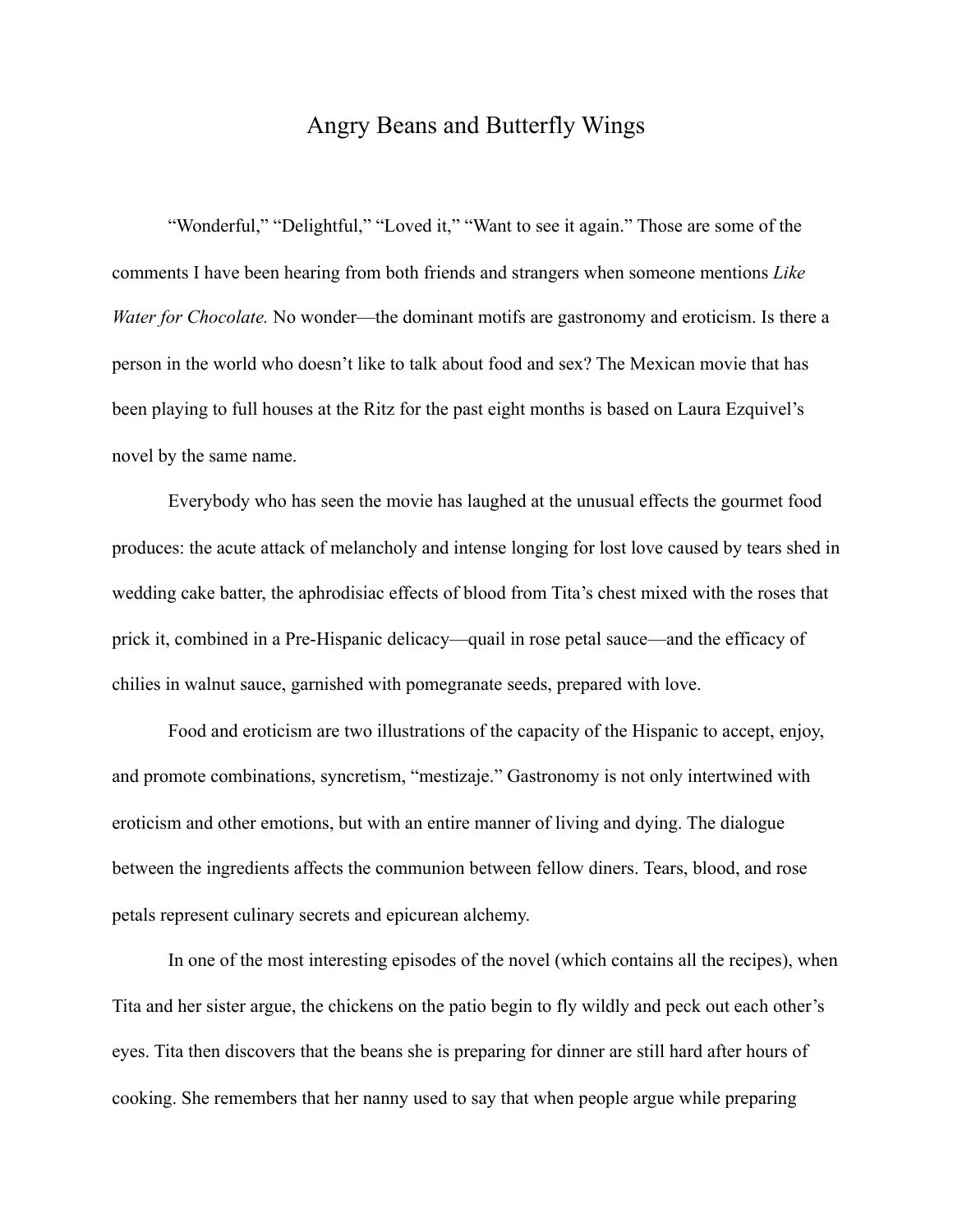# Angry Beans and Butterfly Wings

"Wonderful," "Delightful," "Loved it," "Want to see it again." Those are some of the comments I have been hearing from both friends and strangers when someone mentions *Like Water for Chocolate.* No wonder—the dominant motifs are gastronomy and eroticism. Is there a person in the world who doesn't like to talk about food and sex? The Mexican movie that has been playing to full houses at the Ritz for the past eight months is based on Laura Ezquivel's novel by the same name.

Everybody who has seen the movie has laughed at the unusual effects the gourmet food produces: the acute attack of melancholy and intense longing for lost love caused by tears shed in wedding cake batter, the aphrodisiac effects of blood from Tita's chest mixed with the roses that prick it, combined in a Pre-Hispanic delicacy—quail in rose petal sauce—and the efficacy of chilies in walnut sauce, garnished with pomegranate seeds, prepared with love.

Food and eroticism are two illustrations of the capacity of the Hispanic to accept, enjoy, and promote combinations, syncretism, "mestizaje." Gastronomy is not only intertwined with eroticism and other emotions, but with an entire manner of living and dying. The dialogue between the ingredients affects the communion between fellow diners. Tears, blood, and rose petals represent culinary secrets and epicurean alchemy.

In one of the most interesting episodes of the novel (which contains all the recipes), when Tita and her sister argue, the chickens on the patio begin to fly wildly and peck out each other's eyes. Tita then discovers that the beans she is preparing for dinner are still hard after hours of cooking. She remembers that her nanny used to say that when people argue while preparing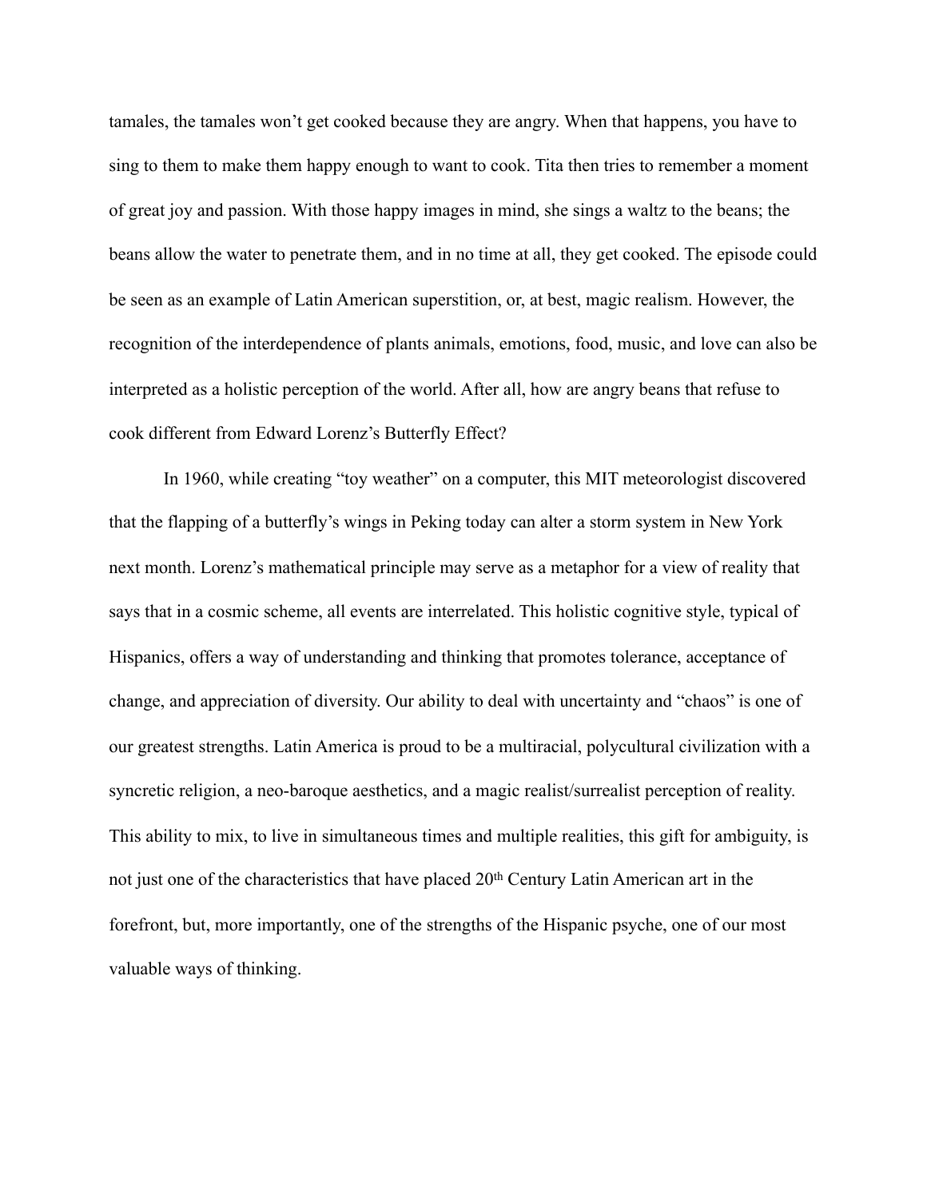tamales, the tamales won't get cooked because they are angry. When that happens, you have to sing to them to make them happy enough to want to cook. Tita then tries to remember a moment of great joy and passion. With those happy images in mind, she sings a waltz to the beans; the beans allow the water to penetrate them, and in no time at all, they get cooked. The episode could be seen as an example of Latin American superstition, or, at best, magic realism. However, the recognition of the interdependence of plants animals, emotions, food, music, and love can also be interpreted as a holistic perception of the world. After all, how are angry beans that refuse to cook different from Edward Lorenz's Butterfly Effect?

In 1960, while creating "toy weather" on a computer, this MIT meteorologist discovered that the flapping of a butterfly's wings in Peking today can alter a storm system in New York next month. Lorenz's mathematical principle may serve as a metaphor for a view of reality that says that in a cosmic scheme, all events are interrelated. This holistic cognitive style, typical of Hispanics, offers a way of understanding and thinking that promotes tolerance, acceptance of change, and appreciation of diversity. Our ability to deal with uncertainty and "chaos" is one of our greatest strengths. Latin America is proud to be a multiracial, polycultural civilization with a syncretic religion, a neo-baroque aesthetics, and a magic realist/surrealist perception of reality. This ability to mix, to live in simultaneous times and multiple realities, this gift for ambiguity, is not just one of the characteristics that have placed 20th Century Latin American art in the forefront, but, more importantly, one of the strengths of the Hispanic psyche, one of our most valuable ways of thinking.